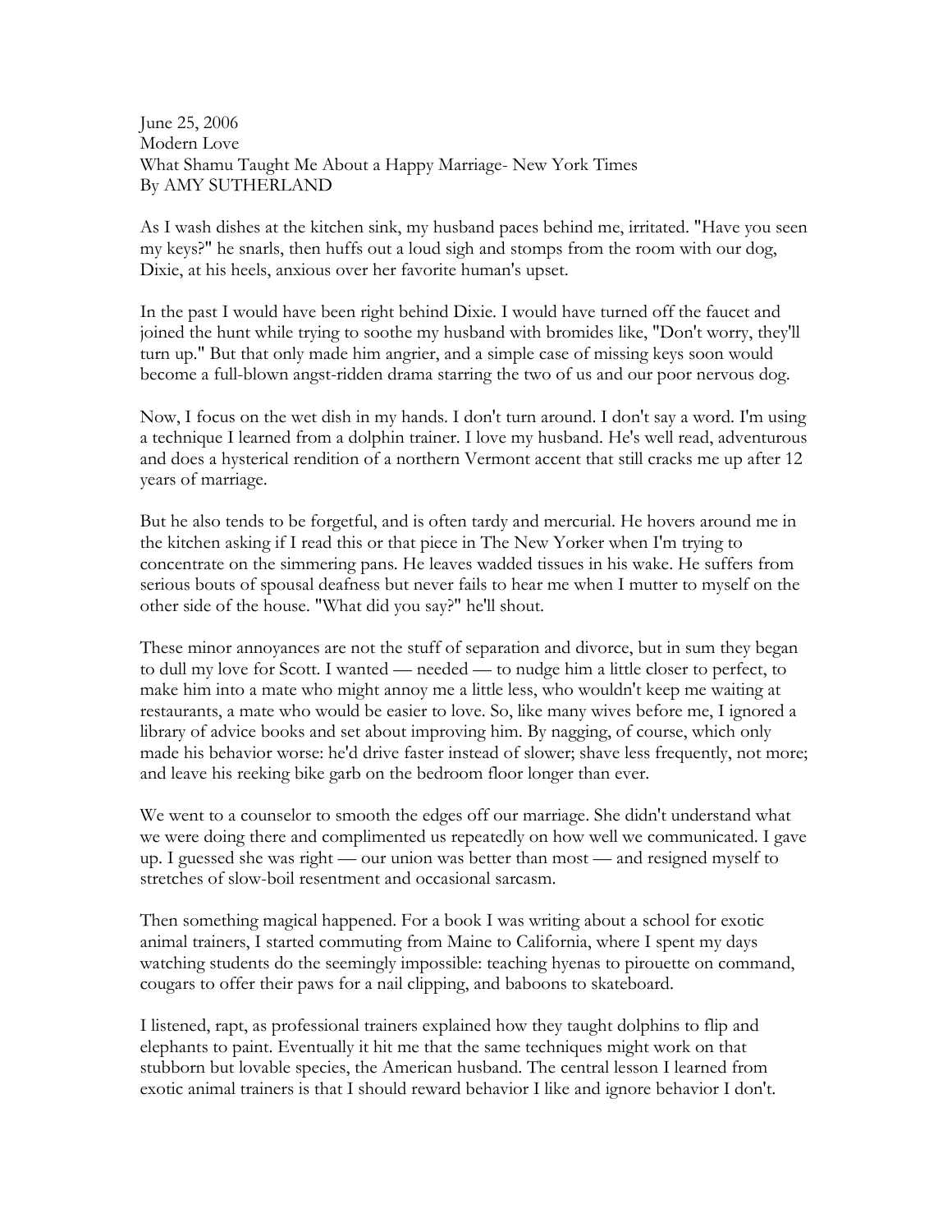June 25, 2006
Modern Love
What Shamu Taught Me About a Happy Marriage- New York Times
By AMY SUTHERLAND

As I wash dishes at the kitchen sink, my husband paces behind me, irritated. "Have you seen my keys?" he snarls, then huffs out a loud sigh and stomps from the room with our dog, Dixie, at his heels, anxious over her favorite human's upset.

In the past I would have been right behind Dixie. I would have turned off the faucet and joined the hunt while trying to soothe my husband with bromides like, "Don't worry, they'll turn up." But that only made him angrier, and a simple case of missing keys soon would become a full-blown angst-ridden drama starring the two of us and our poor nervous dog.

Now, I focus on the wet dish in my hands. I don't turn around. I don't say a word. I'm using a technique I learned from a dolphin trainer. I love my husband. He's well read, adventurous and does a hysterical rendition of a northern Vermont accent that still cracks me up after 12 years of marriage.

But he also tends to be forgetful, and is often tardy and mercurial. He hovers around me in the kitchen asking if I read this or that piece in The New Yorker when I'm trying to concentrate on the simmering pans. He leaves wadded tissues in his wake. He suffers from serious bouts of spousal deafness but never fails to hear me when I mutter to myself on the other side of the house. "What did you say?" he'll shout.

These minor annoyances are not the stuff of separation and divorce, but in sum they began to dull my love for Scott. I wanted — needed — to nudge him a little closer to perfect, to make him into a mate who might annoy me a little less, who wouldn't keep me waiting at restaurants, a mate who would be easier to love. So, like many wives before me, I ignored a library of advice books and set about improving him. By nagging, of course, which only made his behavior worse: he'd drive faster instead of slower; shave less frequently, not more; and leave his reeking bike garb on the bedroom floor longer than ever.

We went to a counselor to smooth the edges off our marriage. She didn't understand what we were doing there and complimented us repeatedly on how well we communicated. I gave up. I guessed she was right — our union was better than most — and resigned myself to stretches of slow-boil resentment and occasional sarcasm.

Then something magical happened. For a book I was writing about a school for exotic animal trainers, I started commuting from Maine to California, where I spent my days watching students do the seemingly impossible: teaching hyenas to pirouette on command, cougars to offer their paws for a nail clipping, and baboons to skateboard.

I listened, rapt, as professional trainers explained how they taught dolphins to flip and elephants to paint. Eventually it hit me that the same techniques might work on that stubborn but lovable species, the American husband. The central lesson I learned from exotic animal trainers is that I should reward behavior I like and ignore behavior I don't.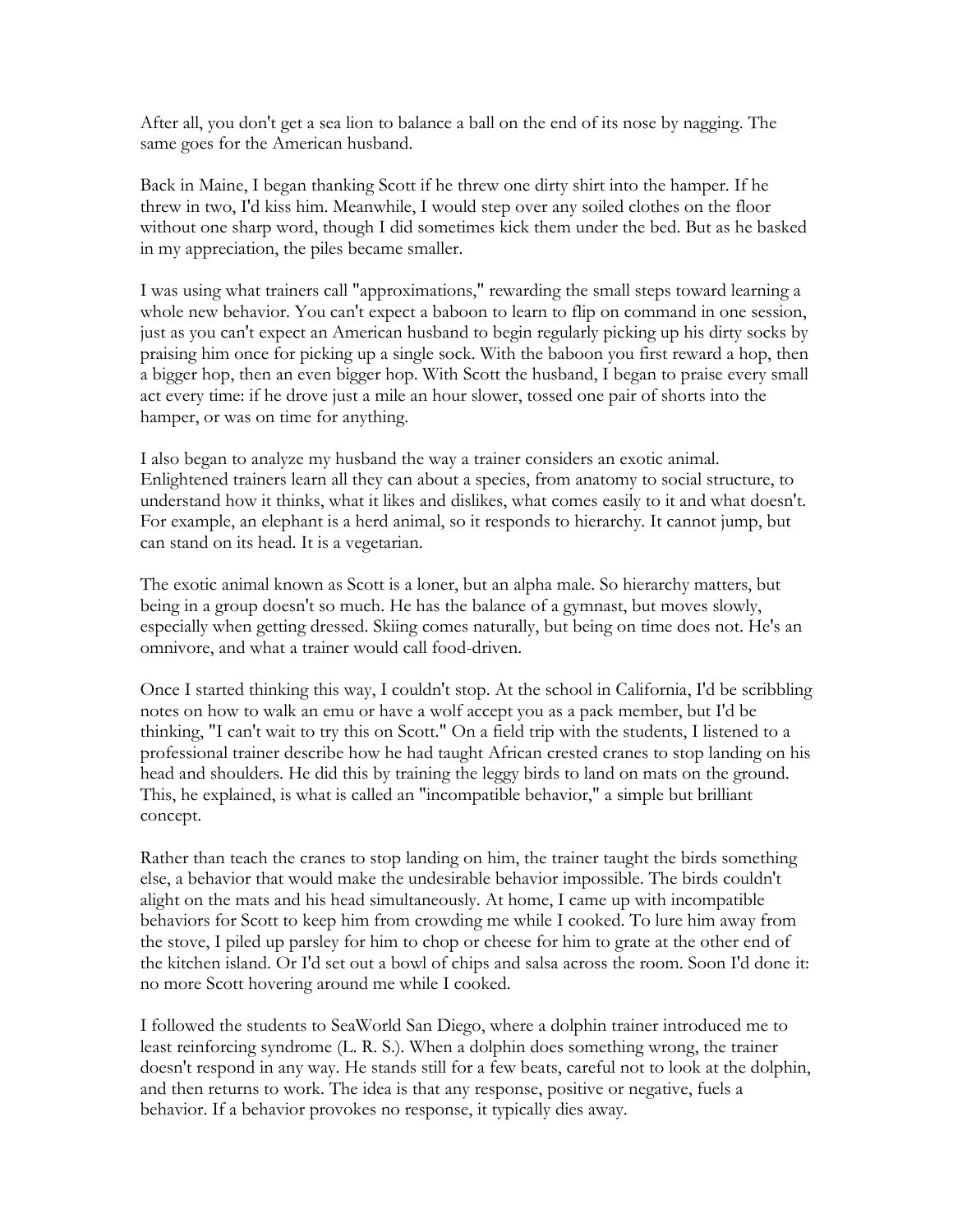After all, you don't get a sea lion to balance a ball on the end of its nose by nagging. The same goes for the American husband.

Back in Maine, I began thanking Scott if he threw one dirty shirt into the hamper. If he threw in two, I'd kiss him. Meanwhile, I would step over any soiled clothes on the floor without one sharp word, though I did sometimes kick them under the bed. But as he basked in my appreciation, the piles became smaller.

I was using what trainers call "approximations," rewarding the small steps toward learning a whole new behavior. You can't expect a baboon to learn to flip on command in one session, just as you can't expect an American husband to begin regularly picking up his dirty socks by praising him once for picking up a single sock. With the baboon you first reward a hop, then a bigger hop, then an even bigger hop. With Scott the husband, I began to praise every small act every time: if he drove just a mile an hour slower, tossed one pair of shorts into the hamper, or was on time for anything.

I also began to analyze my husband the way a trainer considers an exotic animal. Enlightened trainers learn all they can about a species, from anatomy to social structure, to understand how it thinks, what it likes and dislikes, what comes easily to it and what doesn't. For example, an elephant is a herd animal, so it responds to hierarchy. It cannot jump, but can stand on its head. It is a vegetarian.

The exotic animal known as Scott is a loner, but an alpha male. So hierarchy matters, but being in a group doesn't so much. He has the balance of a gymnast, but moves slowly, especially when getting dressed. Skiing comes naturally, but being on time does not. He's an omnivore, and what a trainer would call food-driven.

Once I started thinking this way, I couldn't stop. At the school in California, I'd be scribbling notes on how to walk an emu or have a wolf accept you as a pack member, but I'd be thinking, "I can't wait to try this on Scott." On a field trip with the students, I listened to a professional trainer describe how he had taught African crested cranes to stop landing on his head and shoulders. He did this by training the leggy birds to land on mats on the ground. This, he explained, is what is called an "incompatible behavior," a simple but brilliant concept.

Rather than teach the cranes to stop landing on him, the trainer taught the birds something else, a behavior that would make the undesirable behavior impossible. The birds couldn't alight on the mats and his head simultaneously. At home, I came up with incompatible behaviors for Scott to keep him from crowding me while I cooked. To lure him away from the stove, I piled up parsley for him to chop or cheese for him to grate at the other end of the kitchen island. Or I'd set out a bowl of chips and salsa across the room. Soon I'd done it: no more Scott hovering around me while I cooked.

I followed the students to SeaWorld San Diego, where a dolphin trainer introduced me to least reinforcing syndrome (L. R. S.). When a dolphin does something wrong, the trainer doesn't respond in any way. He stands still for a few beats, careful not to look at the dolphin, and then returns to work. The idea is that any response, positive or negative, fuels a behavior. If a behavior provokes no response, it typically dies away.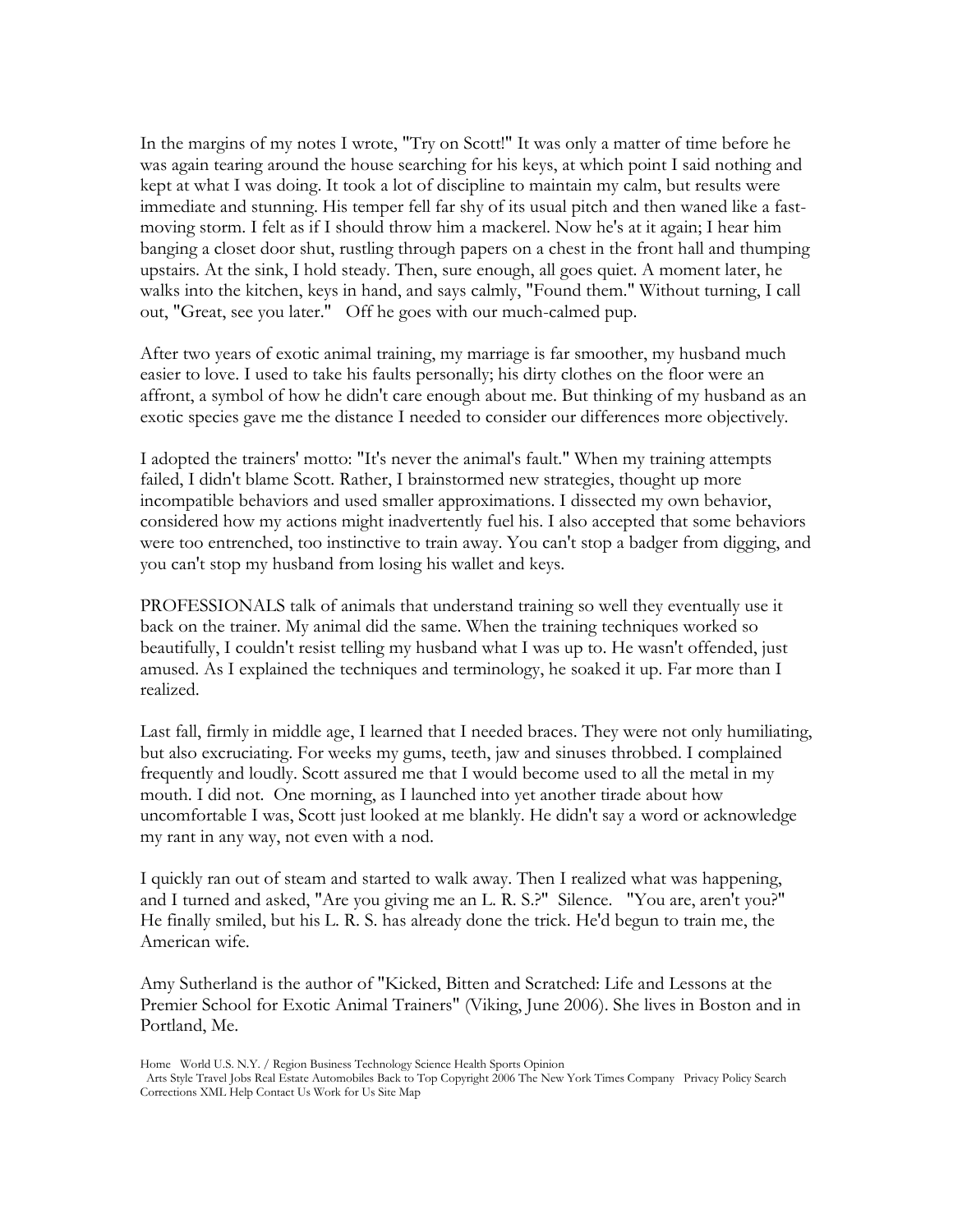In the margins of my notes I wrote, "Try on Scott!" It was only a matter of time before he was again tearing around the house searching for his keys, at which point I said nothing and kept at what I was doing. It took a lot of discipline to maintain my calm, but results were immediate and stunning. His temper fell far shy of its usual pitch and then waned like a fast-moving storm. I felt as if I should throw him a mackerel. Now he's at it again; I hear him banging a closet door shut, rustling through papers on a chest in the front hall and thumping upstairs. At the sink, I hold steady. Then, sure enough, all goes quiet. A moment later, he walks into the kitchen, keys in hand, and says calmly, "Found them." Without turning, I call out, "Great, see you later." Off he goes with our much-calmed pup.

After two years of exotic animal training, my marriage is far smoother, my husband much easier to love. I used to take his faults personally; his dirty clothes on the floor were an affront, a symbol of how he didn't care enough about me. But thinking of my husband as an exotic species gave me the distance I needed to consider our differences more objectively.

I adopted the trainers' motto: "It's never the animal's fault." When my training attempts failed, I didn't blame Scott. Rather, I brainstormed new strategies, thought up more incompatible behaviors and used smaller approximations. I dissected my own behavior, considered how my actions might inadvertently fuel his. I also accepted that some behaviors were too entrenched, too instinctive to train away. You can't stop a badger from digging, and you can't stop my husband from losing his wallet and keys.

PROFESSIONALS talk of animals that understand training so well they eventually use it back on the trainer. My animal did the same. When the training techniques worked so beautifully, I couldn't resist telling my husband what I was up to. He wasn't offended, just amused. As I explained the techniques and terminology, he soaked it up. Far more than I realized.

Last fall, firmly in middle age, I learned that I needed braces. They were not only humiliating, but also excruciating. For weeks my gums, teeth, jaw and sinuses throbbed. I complained frequently and loudly. Scott assured me that I would become used to all the metal in my mouth. I did not. One morning, as I launched into yet another tirade about how uncomfortable I was, Scott just looked at me blankly. He didn't say a word or acknowledge my rant in any way, not even with a nod.

I quickly ran out of steam and started to walk away. Then I realized what was happening, and I turned and asked, "Are you giving me an L. R. S.?" Silence. "You are, aren't you?" He finally smiled, but his L. R. S. has already done the trick. He'd begun to train me, the American wife.

Amy Sutherland is the author of "Kicked, Bitten and Scratched: Life and Lessons at the Premier School for Exotic Animal Trainers" (Viking, June 2006). She lives in Boston and in Portland, Me.

Home World U.S. N.Y. / Region Business Technology Science Health Sports Opinion Arts Style Travel Jobs Real Estate Automobiles Back to Top Copyright 2006 The New York Times Company Privacy Policy Search Corrections XML Help Contact Us Work for Us Site Map